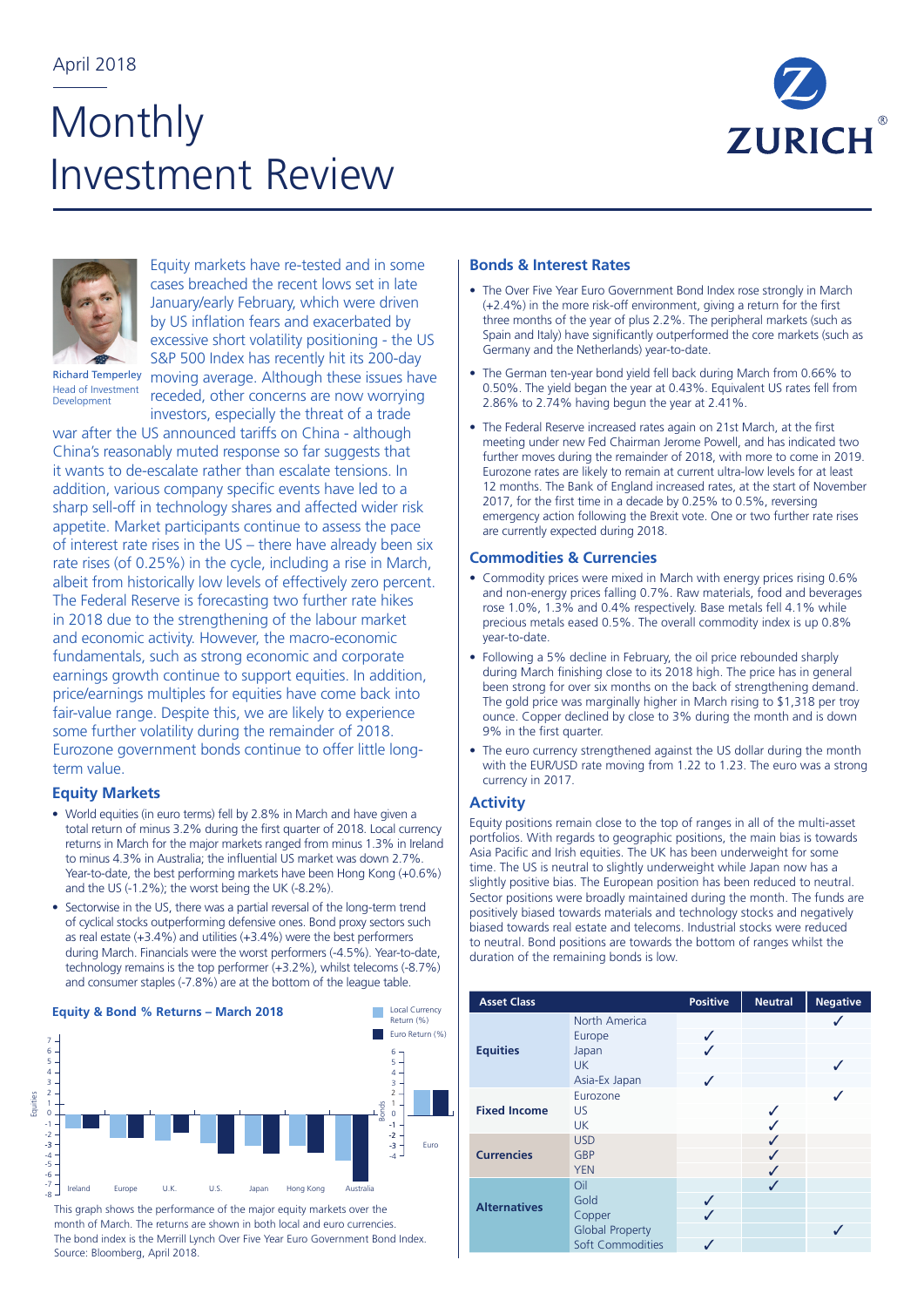April 2018

# Monthly Investment Review

Richard Temperley
Head of Investment Development

Equity markets have re-tested and in some cases breached the recent lows set in late January/early February, which were driven by US inflation fears and exacerbated by excessive short volatility positioning - the US S&P 500 Index has recently hit its 200-day moving average. Although these issues have receded, other concerns are now worrying investors, especially the threat of a trade war after the US announced tariffs on China - although China's reasonably muted response so far suggests that it wants to de-escalate rather than escalate tensions. In addition, various company specific events have led to a sharp sell-off in technology shares and affected wider risk appetite. Market participants continue to assess the pace of interest rate rises in the US – there have already been six rate rises (of 0.25%) in the cycle, including a rise in March, albeit from historically low levels of effectively zero percent. The Federal Reserve is forecasting two further rate hikes in 2018 due to the strengthening of the labour market and economic activity. However, the macro-economic fundamentals, such as strong economic and corporate earnings growth continue to support equities. In addition, price/earnings multiples for equities have come back into fair-value range. Despite this, we are likely to experience some further volatility during the remainder of 2018. Eurozone government bonds continue to offer little long-term value.

## Equity Markets

- World equities (in euro terms) fell by 2.8% in March and have given a total return of minus 3.2% during the first quarter of 2018. Local currency returns in March for the major markets ranged from minus 1.3% in Ireland to minus 4.3% in Australia; the influential US market was down 2.7%. Year-to-date, the best performing markets have been Hong Kong (+0.6%) and the US (-1.2%); the worst being the UK (-8.2%).
- Sectorwise in the US, there was a partial reversal of the long-term trend of cyclical stocks outperforming defensive ones. Bond proxy sectors such as real estate (+3.4%) and utilities (+3.4%) were the best performers during March. Financials were the worst performers (-4.5%). Year-to-date, technology remains the top performer (+3.2%), whilst telecoms (-8.7%) and consumer staples (-7.8%) are at the bottom of the league table.

**Equity & Bond % Returns – March 2018**

This graph shows the performance of the major equity markets over the month of March. The returns are shown in both local and euro currencies. The bond index is the Merrill Lynch Over Five Year Euro Government Bond Index. Source: Bloomberg, April 2018.

## Bonds & Interest Rates

- The Over Five Year Euro Government Bond Index rose strongly in March (+2.4%) in the more risk-off environment, giving a return for the first three months of the year of plus 2.2%. The peripheral markets (such as Spain and Italy) have significantly outperformed the core markets (such as Germany and the Netherlands) year-to-date.
- The German ten-year bond yield fell back during March from 0.66% to 0.50%. The yield began the year at 0.43%. Equivalent US rates fell from 2.86% to 2.74% having begun the year at 2.41%.
- The Federal Reserve increased rates again on 21st March, at the first meeting under new Fed Chairman Jerome Powell, and has indicated two further moves during the remainder of 2018, with more to come in 2019. Eurozone rates are likely to remain at current ultra-low levels for at least 12 months. The Bank of England increased rates, at the start of November 2017, for the first time in a decade by 0.25% to 0.5%, reversing emergency action following the Brexit vote. One or two further rate rises are currently expected during 2018.

## Commodities & Currencies

- Commodity prices were mixed in March with energy prices rising 0.6% and non-energy prices falling 0.7%. Raw materials, food and beverages rose 1.0%, 1.3% and 0.4% respectively. Base metals fell 4.1% while precious metals eased 0.5%. The overall commodity index is up 0.8% year-to-date.
- Following a 5% decline in February, the oil price rebounded sharply during March finishing close to its 2018 high. The price has in general been strong for over six months on the back of strengthening demand. The gold price was marginally higher in March rising to $1,318 per troy ounce. Copper declined by close to 3% during the month and is down 9% in the first quarter.
- The euro currency strengthened against the US dollar during the month with the EUR/USD rate moving from 1.22 to 1.23. The euro was a strong currency in 2017.

## Activity

Equity positions remain close to the top of ranges in all of the multi-asset portfolios. With regards to geographic positions, the main bias is towards Asia Pacific and Irish equities. The UK has been underweight for some time. The US is neutral to slightly underweight while Japan now has a slightly positive bias. The European position has been reduced to neutral. Sector positions were broadly maintained during the month. The funds are positively biased towards materials and technology stocks and negatively biased towards real estate and telecoms. Industrial stocks were reduced to neutral. Bond positions are towards the bottom of ranges whilst the duration of the remaining bonds is low.

| Asset Class | | Positive | Neutral | Negative |
|---|---|---|---|---|
| Equities | North America | | | ✓ |
| | Europe | ✓ | | |
| | Japan | ✓ | | |
| | UK | | | ✓ |
| | Asia-Ex Japan | ✓ | | |
| Fixed Income | Eurozone | | | ✓ |
| | US | | ✓ | |
| | UK | | ✓ | |
| Currencies | USD | | ✓ | |
| | GBP | | ✓ | |
| | YEN | | ✓ | |
| Alternatives | Oil | | ✓ | |
| | Gold | ✓ | | |
| | Copper | ✓ | | |
| | Global Property | | | ✓ |
| | Soft Commodities | ✓ | | |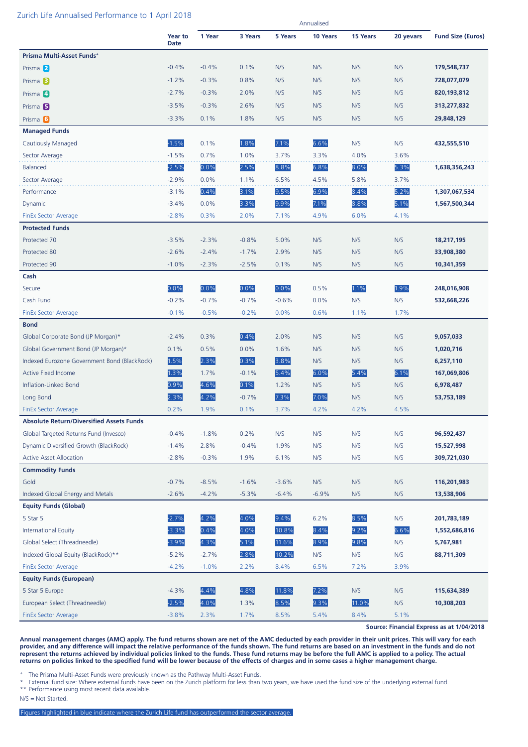## Zurich Life Annualised Performance to 1 April 2018

| | Year to Date | Annualised | | | | | | Fund Size (Euros) |
|---|---|---|---|---|---|---|---|---|
| | | 1 Year | 3 Years | 5 Years | 10 Years | 15 Years | 20 yevars | |
| **Prisma Multi-Asset Funds+** | | | | | | | | |
| Prisma 2 | -0.4% | -0.4% | 0.1% | N/S | N/S | N/S | N/S | **179,548,737** |
| Prisma 3 | -1.2% | -0.3% | 0.8% | N/S | N/S | N/S | N/S | **728,077,079** |
| Prisma 4 | -2.7% | -0.3% | 2.0% | N/S | N/S | N/S | N/S | **820,193,812** |
| Prisma 5 | -3.5% | -0.3% | 2.6% | N/S | N/S | N/S | N/S | **313,277,832** |
| Prisma 6 | -3.3% | 0.1% | 1.8% | N/S | N/S | N/S | N/S | **29,848,129** |
| **Managed Funds** | | | | | | | | |
| Cautiously Managed | -1.5% | 0.1% | 1.8% | 7.1% | 6.6% | N/S | N/S | **432,555,510** |
| Sector Average | -1.5% | 0.7% | 1.0% | 3.7% | 3.3% | 4.0% | 3.6% | |
| Balanced | -2.5% | 0.0% | 2.5% | 8.8% | 6.8% | 8.0% | 5.3% | **1,638,356,243** |
| Sector Average | -2.9% | 0.0% | 1.1% | 6.5% | 4.5% | 5.8% | 3.7% | |
| Performance | -3.1% | 0.4% | 3.1% | 9.5% | 6.9% | 8.4% | 5.2% | **1,307,067,534** |
| Dynamic | -3.4% | 0.0% | 3.3% | 9.9% | 7.1% | 8.8% | 5.1% | **1,567,500,344** |
| FinEx Sector Average | -2.8% | 0.3% | 2.0% | 7.1% | 4.9% | 6.0% | 4.1% | |
| **Protected Funds** | | | | | | | | |
| Protected 70 | -3.5% | -2.3% | -0.8% | 5.0% | N/S | N/S | N/S | **18,217,195** |
| Protected 80 | -2.6% | -2.4% | -1.7% | 2.9% | N/S | N/S | N/S | **33,908,380** |
| Protected 90 | -1.0% | -2.3% | -2.5% | 0.1% | N/S | N/S | N/S | **10,341,359** |
| **Cash** | | | | | | | | |
| Secure | 0.0% | 0.0% | 0.0% | 0.0% | 0.5% | 1.1% | 1.9% | **248,016,908** |
| Cash Fund | -0.2% | -0.7% | -0.7% | -0.6% | 0.0% | N/S | N/S | **532,668,226** |
| FinEx Sector Average | -0.1% | -0.5% | -0.2% | 0.0% | 0.6% | 1.1% | 1.7% | |
| **Bond** | | | | | | | | |
| Global Corporate Bond (JP Morgan)* | -2.4% | 0.3% | 0.4% | 2.0% | N/S | N/S | N/S | **9,057,033** |
| Global Government Bond (JP Morgan)* | 0.1% | 0.5% | 0.0% | 1.6% | N/S | N/S | N/S | **1,020,716** |
| Indexed Eurozone Government Bond (BlackRock) | 1.5% | 2.3% | 0.3% | 3.8% | N/S | N/S | N/S | **6,257,110** |
| Active Fixed Income | 1.3% | 1.7% | -0.1% | 5.4% | 6.0% | 5.4% | 6.1% | **167,069,806** |
| Inflation-Linked Bond | 0.9% | 4.6% | 0.1% | 1.2% | N/S | N/S | N/S | **6,978,487** |
| Long Bond | 2.3% | 4.2% | -0.7% | 7.3% | 7.0% | N/S | N/S | **53,753,189** |
| FinEx Sector Average | 0.2% | 1.9% | 0.1% | 3.7% | 4.2% | 4.2% | 4.5% | |
| **Absolute Return/Diversified Assets Funds** | | | | | | | | |
| Global Targeted Returns Fund (Invesco) | -0.4% | -1.8% | 0.2% | N/S | N/S | N/S | N/S | **96,592,437** |
| Dynamic Diversified Growth (BlackRock) | -1.4% | 2.8% | -0.4% | 1.9% | N/S | N/S | N/S | **15,527,998** |
| Active Asset Allocation | -2.8% | -0.3% | 1.9% | 6.1% | N/S | N/S | N/S | **309,721,030** |
| **Commodity Funds** | | | | | | | | |
| Gold | -0.7% | -8.5% | -1.6% | -3.6% | N/S | N/S | N/S | **116,201,983** |
| Indexed Global Energy and Metals | -2.6% | -4.2% | -5.3% | -6.4% | -6.9% | N/S | N/S | **13,538,906** |
| **Equity Funds (Global)** | | | | | | | | |
| 5 Star 5 | -2.7% | 4.2% | 4.0% | 9.4% | 6.2% | 8.5% | N/S | **201,783,189** |
| International Equity | -3.3% | 0.4% | 4.0% | 10.8% | 8.4% | 9.2% | 6.6% | **1,552,686,816** |
| Global Select (Threadneedle) | -3.9% | 4.3% | 5.1% | 11.6% | 8.9% | 9.8% | N/S | **5,767,981** |
| Indexed Global Equity (BlackRock)** | -5.2% | -2.7% | 2.8% | 10.2% | N/S | N/S | N/S | **88,711,309** |
| FinEx Sector Average | -4.2% | -1.0% | 2.2% | 8.4% | 6.5% | 7.2% | 3.9% | |
| **Equity Funds (European)** | | | | | | | | |
| 5 Star 5 Europe | -4.3% | 4.4% | 4.8% | 11.8% | 7.2% | N/S | N/S | **115,634,389** |
| European Select (Threadneedle) | -2.5% | 4.0% | 1.3% | 8.5% | 9.3% | 11.0% | N/S | **10,308,203** |
| FinEx Sector Average | -3.8% | 2.3% | 1.7% | 8.5% | 5.4% | 8.4% | 5.1% | |

**Source: Financial Express as at 1/04/2018**

**Annual management charges (AMC) apply. The fund returns shown are net of the AMC deducted by each provider in their unit prices. This will vary for each provider, and any difference will impact the relative performance of the funds shown. The fund returns are based on an investment in the funds and do not represent the returns achieved by individual policies linked to the funds. These fund returns may be before the full AMC is applied to a policy. The actual returns on policies linked to the specified fund will be lower because of the effects of charges and in some cases a higher management charge.**

+ The Prisma Multi-Asset Funds were previously known as the Pathway Multi-Asset Funds.

* External fund size: Where external funds have been on the Zurich platform for less than two years, we have used the fund size of the underlying external fund.

** Performance using most recent data available.

N/S = Not Started.

Figures highlighted in blue indicate where the Zurich Life fund has outperformed the sector average.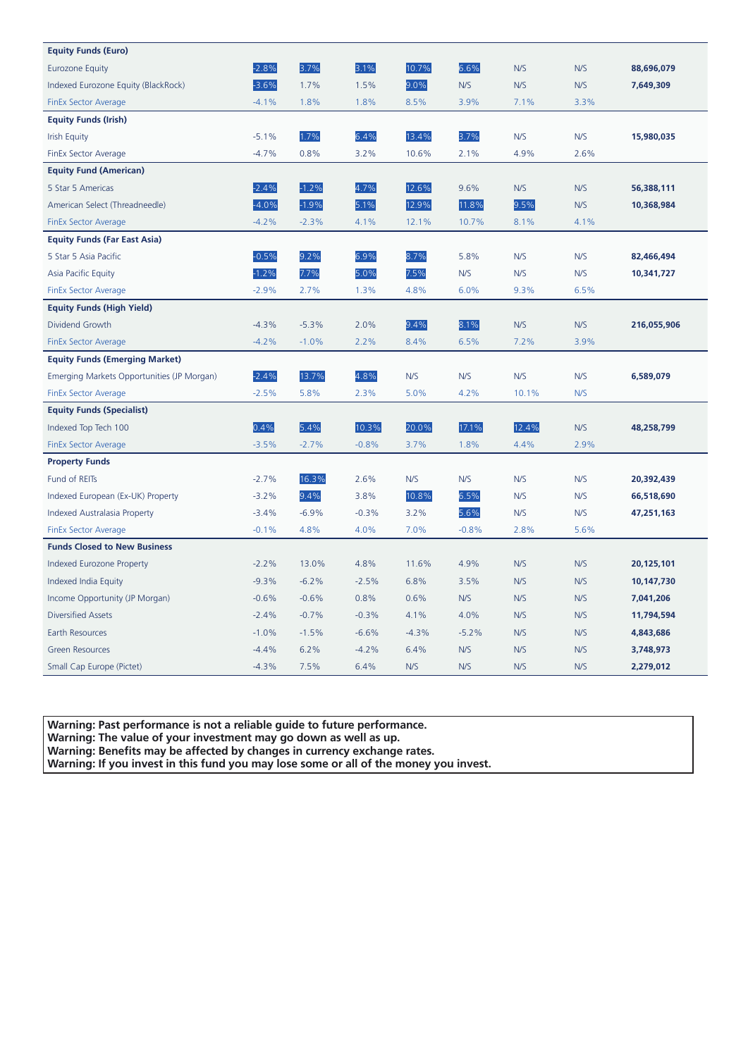| | | | | | | | | |
|---|---|---|---|---|---|---|---|---|
| **Equity Funds (Euro)** | | | | | | | | |
| Eurozone Equity | -2.8% | 3.7% | 3.1% | 10.7% | 6.6% | N/S | N/S | **88,696,079** |
| Indexed Eurozone Equity (BlackRock) | -3.6% | 1.7% | 1.5% | 9.0% | N/S | N/S | N/S | **7,649,309** |
| FinEx Sector Average | -4.1% | 1.8% | 1.8% | 8.5% | 3.9% | 7.1% | 3.3% | |
| **Equity Funds (Irish)** | | | | | | | | |
| Irish Equity | -5.1% | 1.7% | 6.4% | 13.4% | 3.7% | N/S | N/S | **15,980,035** |
| FinEx Sector Average | -4.7% | 0.8% | 3.2% | 10.6% | 2.1% | 4.9% | 2.6% | |
| **Equity Fund (American)** | | | | | | | | |
| 5 Star 5 Americas | -2.4% | -1.2% | 4.7% | 12.6% | 9.6% | N/S | N/S | **56,388,111** |
| American Select (Threadneedle) | -4.0% | -1.9% | 5.1% | 12.9% | 11.8% | 9.5% | N/S | **10,368,984** |
| FinEx Sector Average | -4.2% | -2.3% | 4.1% | 12.1% | 10.7% | 8.1% | 4.1% | |
| **Equity Funds (Far East Asia)** | | | | | | | | |
| 5 Star 5 Asia Pacific | -0.5% | 9.2% | 6.9% | 8.7% | 5.8% | N/S | N/S | **82,466,494** |
| Asia Pacific Equity | -1.2% | 7.7% | 5.0% | 7.5% | N/S | N/S | N/S | **10,341,727** |
| FinEx Sector Average | -2.9% | 2.7% | 1.3% | 4.8% | 6.0% | 9.3% | 6.5% | |
| **Equity Funds (High Yield)** | | | | | | | | |
| Dividend Growth | -4.3% | -5.3% | 2.0% | 9.4% | 8.1% | N/S | N/S | **216,055,906** |
| FinEx Sector Average | -4.2% | -1.0% | 2.2% | 8.4% | 6.5% | 7.2% | 3.9% | |
| **Equity Funds (Emerging Market)** | | | | | | | | |
| Emerging Markets Opportunities (JP Morgan) | -2.4% | 13.7% | 4.8% | N/S | N/S | N/S | N/S | **6,589,079** |
| FinEx Sector Average | -2.5% | 5.8% | 2.3% | 5.0% | 4.2% | 10.1% | N/S | |
| **Equity Funds (Specialist)** | | | | | | | | |
| Indexed Top Tech 100 | 0.4% | 5.4% | 10.3% | 20.0% | 17.1% | 12.4% | N/S | **48,258,799** |
| FinEx Sector Average | -3.5% | -2.7% | -0.8% | 3.7% | 1.8% | 4.4% | 2.9% | |
| **Property Funds** | | | | | | | | |
| Fund of REITs | -2.7% | 16.3% | 2.6% | N/S | N/S | N/S | N/S | **20,392,439** |
| Indexed European (Ex-UK) Property | -3.2% | 9.4% | 3.8% | 10.8% | 6.5% | N/S | N/S | **66,518,690** |
| Indexed Australasia Property | -3.4% | -6.9% | -0.3% | 3.2% | 5.6% | N/S | N/S | **47,251,163** |
| FinEx Sector Average | -0.1% | 4.8% | 4.0% | 7.0% | -0.8% | 2.8% | 5.6% | |
| **Funds Closed to New Business** | | | | | | | | |
| Indexed Eurozone Property | -2.2% | 13.0% | 4.8% | 11.6% | 4.9% | N/S | N/S | **20,125,101** |
| Indexed India Equity | -9.3% | -6.2% | -2.5% | 6.8% | 3.5% | N/S | N/S | **10,147,730** |
| Income Opportunity (JP Morgan) | -0.6% | -0.6% | 0.8% | 0.6% | N/S | N/S | N/S | **7,041,206** |
| Diversified Assets | -2.4% | -0.7% | -0.3% | 4.1% | 4.0% | N/S | N/S | **11,794,594** |
| Earth Resources | -1.0% | -1.5% | -6.6% | -4.3% | -5.2% | N/S | N/S | **4,843,686** |
| Green Resources | -4.4% | 6.2% | -4.2% | 6.4% | N/S | N/S | N/S | **3,748,973** |
| Small Cap Europe (Pictet) | -4.3% | 7.5% | 6.4% | N/S | N/S | N/S | N/S | **2,279,012** |

**Warning: Past performance is not a reliable guide to future performance.**
**Warning: The value of your investment may go down as well as up.**
**Warning: Benefits may be affected by changes in currency exchange rates.**
**Warning: If you invest in this fund you may lose some or all of the money you invest.**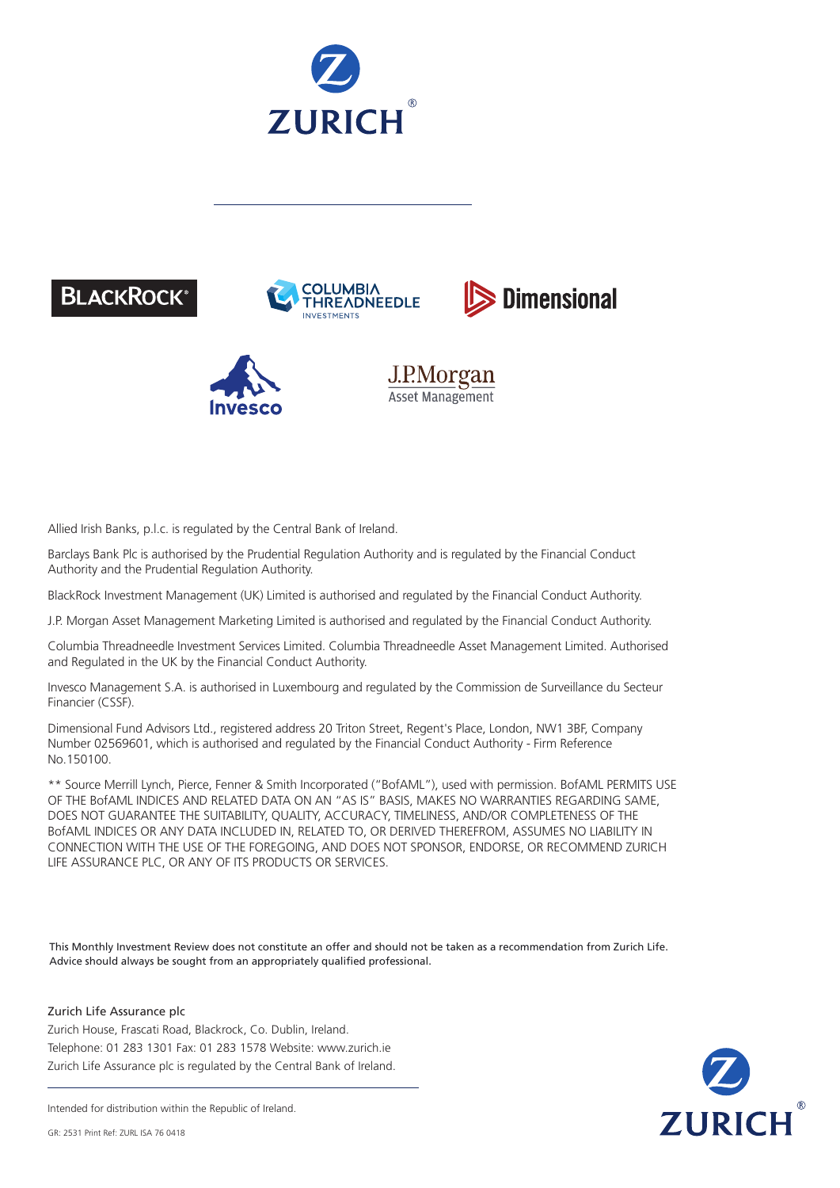ZURICH®

BLACKROCK®

COLUMBIA THREADNEEDLE INVESTMENTS

Dimensional

Invesco

J.P.Morgan Asset Management

Allied Irish Banks, p.l.c. is regulated by the Central Bank of Ireland.

Barclays Bank Plc is authorised by the Prudential Regulation Authority and is regulated by the Financial Conduct Authority and the Prudential Regulation Authority.

BlackRock Investment Management (UK) Limited is authorised and regulated by the Financial Conduct Authority.

J.P. Morgan Asset Management Marketing Limited is authorised and regulated by the Financial Conduct Authority.

Columbia Threadneedle Investment Services Limited. Columbia Threadneedle Asset Management Limited. Authorised and Regulated in the UK by the Financial Conduct Authority.

Invesco Management S.A. is authorised in Luxembourg and regulated by the Commission de Surveillance du Secteur Financier (CSSF).

Dimensional Fund Advisors Ltd., registered address 20 Triton Street, Regent's Place, London, NW1 3BF, Company Number 02569601, which is authorised and regulated by the Financial Conduct Authority - Firm Reference No.150100.

** Source Merrill Lynch, Pierce, Fenner & Smith Incorporated ("BofAML"), used with permission. BofAML PERMITS USE OF THE BofAML INDICES AND RELATED DATA ON AN "AS IS" BASIS, MAKES NO WARRANTIES REGARDING SAME, DOES NOT GUARANTEE THE SUITABILITY, QUALITY, ACCURACY, TIMELINESS, AND/OR COMPLETENESS OF THE BofAML INDICES OR ANY DATA INCLUDED IN, RELATED TO, OR DERIVED THEREFROM, ASSUMES NO LIABILITY IN CONNECTION WITH THE USE OF THE FOREGOING, AND DOES NOT SPONSOR, ENDORSE, OR RECOMMEND ZURICH LIFE ASSURANCE PLC, OR ANY OF ITS PRODUCTS OR SERVICES.

This Monthly Investment Review does not constitute an offer and should not be taken as a recommendation from Zurich Life. Advice should always be sought from an appropriately qualified professional.

Zurich Life Assurance plc
Zurich House, Frascati Road, Blackrock, Co. Dublin, Ireland.
Telephone: 01 283 1301 Fax: 01 283 1578 Website: www.zurich.ie
Zurich Life Assurance plc is regulated by the Central Bank of Ireland.

Intended for distribution within the Republic of Ireland.

GR: 2531 Print Ref: ZURL ISA 76 0418

ZURICH®